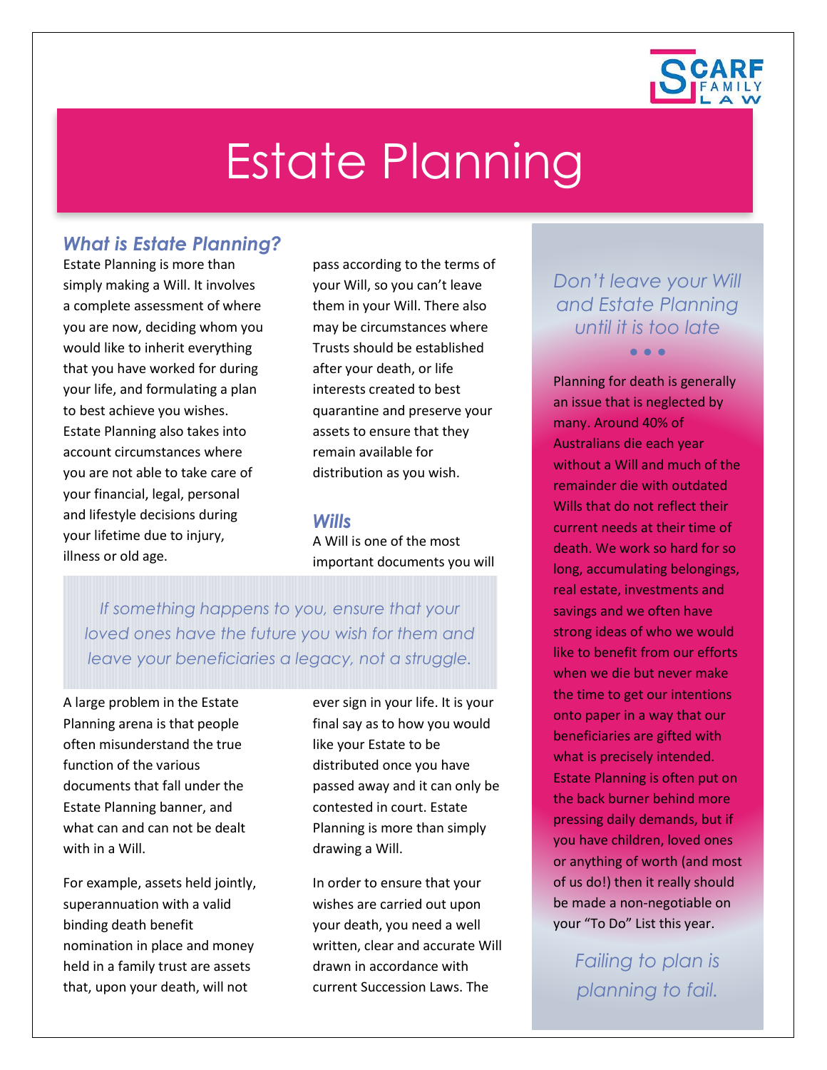SCARF FAMILY LAW

# Estate Planning

## *What is Estate Planning?*

Estate Planning is more than simply making a Will. It involves a complete assessment of where you are now, deciding whom you would like to inherit everything that you have worked for during your life, and formulating a plan to best achieve you wishes. Estate Planning also takes into account circumstances where you are not able to take care of your financial, legal, personal and lifestyle decisions during your lifetime due to injury, illness or old age.

*If something happens to you, ensure that your loved ones have the future you wish for them and leave your beneficiaries a legacy, not a struggle.*

A large problem in the Estate Planning arena is that people often misunderstand the true function of the various documents that fall under the Estate Planning banner, and what can and can not be dealt with in a Will.

For example, assets held jointly, superannuation with a valid binding death benefit nomination in place and money held in a family trust are assets that, upon your death, will not pass according to the terms of your Will, so you can't leave them in your Will. There also may be circumstances where Trusts should be established after your death, or life interests created to best quarantine and preserve your assets to ensure that they remain available for distribution as you wish.

## *Wills*

A Will is one of the most important documents you will ever sign in your life. It is your final say as to how you would like your Estate to be distributed once you have passed away and it can only be contested in court. Estate Planning is more than simply drawing a Will.

In order to ensure that your wishes are carried out upon your death, you need a well written, clear and accurate Will drawn in accordance with current Succession Laws. The

*Don't leave your Will and Estate Planning until it is too late*

Planning for death is generally an issue that is neglected by many. Around 40% of Australians die each year without a Will and much of the remainder die with outdated Wills that do not reflect their current needs at their time of death. We work so hard for so long, accumulating belongings, real estate, investments and savings and we often have strong ideas of who we would like to benefit from our efforts when we die but never make the time to get our intentions onto paper in a way that our beneficiaries are gifted with what is precisely intended. Estate Planning is often put on the back burner behind more pressing daily demands, but if you have children, loved ones or anything of worth (and most of us do!) then it really should be made a non-negotiable on your "To Do" List this year.

*Failing to plan is planning to fail.*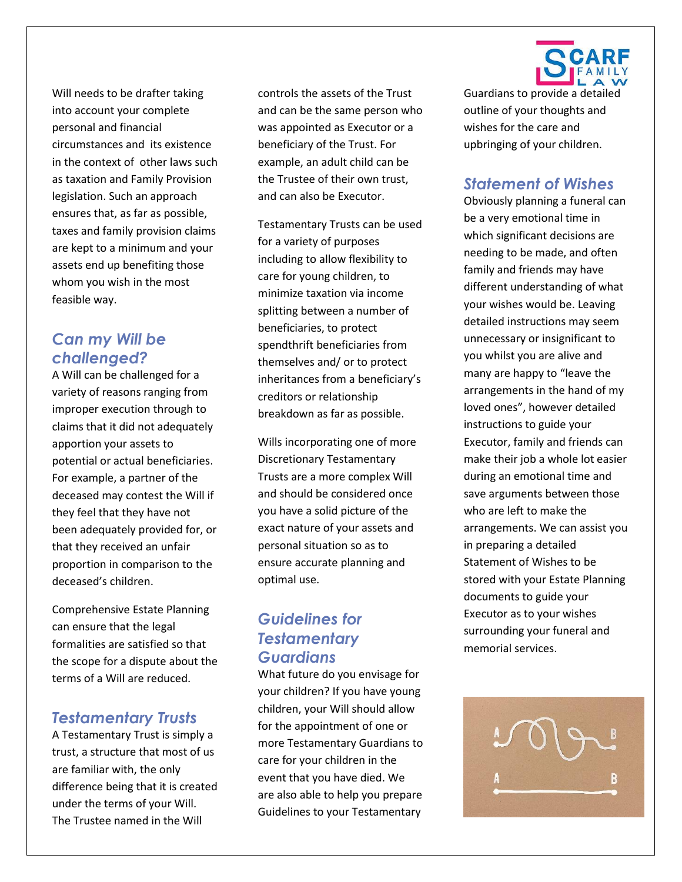Will needs to be drafter taking into account your complete personal and financial circumstances and its existence in the context of other laws such as taxation and Family Provision legislation. Such an approach ensures that, as far as possible, taxes and family provision claims are kept to a minimum and your assets end up benefiting those whom you wish in the most feasible way.

## Can my Will be challenged?

A Will can be challenged for a variety of reasons ranging from improper execution through to claims that it did not adequately apportion your assets to potential or actual beneficiaries. For example, a partner of the deceased may contest the Will if they feel that they have not been adequately provided for, or that they received an unfair proportion in comparison to the deceased's children.

Comprehensive Estate Planning can ensure that the legal formalities are satisfied so that the scope for a dispute about the terms of a Will are reduced.

## Testamentary Trusts

A Testamentary Trust is simply a trust, a structure that most of us are familiar with, the only difference being that it is created under the terms of your Will. The Trustee named in the Will controls the assets of the Trust and can be the same person who was appointed as Executor or a beneficiary of the Trust. For example, an adult child can be the Trustee of their own trust, and can also be Executor.

Testamentary Trusts can be used for a variety of purposes including to allow flexibility to care for young children, to minimize taxation via income splitting between a number of beneficiaries, to protect spendthrift beneficiaries from themselves and/ or to protect inheritances from a beneficiary's creditors or relationship breakdown as far as possible.

Wills incorporating one of more Discretionary Testamentary Trusts are a more complex Will and should be considered once you have a solid picture of the exact nature of your assets and personal situation so as to ensure accurate planning and optimal use.

## Guidelines for Testamentary Guardians

What future do you envisage for your children? If you have young children, your Will should allow for the appointment of one or more Testamentary Guardians to care for your children in the event that you have died. We are also able to help you prepare Guidelines to your Testamentary Guardians to provide a detailed outline of your thoughts and wishes for the care and upbringing of your children.

## Statement of Wishes

Obviously planning a funeral can be a very emotional time in which significant decisions are needing to be made, and often family and friends may have different understanding of what your wishes would be. Leaving detailed instructions may seem unnecessary or insignificant to you whilst you are alive and many are happy to "leave the arrangements in the hand of my loved ones", however detailed instructions to guide your Executor, family and friends can make their job a whole lot easier during an emotional time and save arguments between those who are left to make the arrangements. We can assist you in preparing a detailed Statement of Wishes to be stored with your Estate Planning documents to guide your Executor as to your wishes surrounding your funeral and memorial services.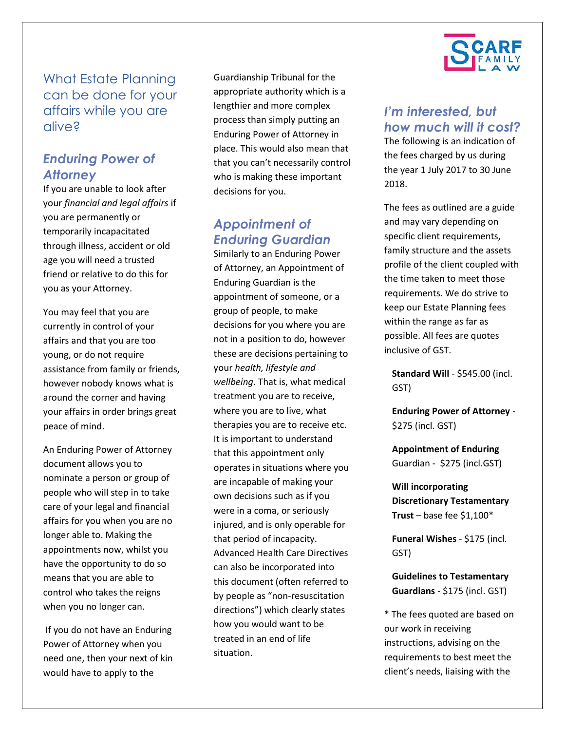## What Estate Planning can be done for your affairs while you are alive?

### *Enduring Power of Attorney*

If you are unable to look after your *financial and legal affairs* if you are permanently or temporarily incapacitated through illness, accident or old age you will need a trusted friend or relative to do this for you as your Attorney.

You may feel that you are currently in control of your affairs and that you are too young, or do not require assistance from family or friends, however nobody knows what is around the corner and having your affairs in order brings great peace of mind.

An Enduring Power of Attorney document allows you to nominate a person or group of people who will step in to take care of your legal and financial affairs for you when you are no longer able to. Making the appointments now, whilst you have the opportunity to do so means that you are able to control who takes the reigns when you no longer can.

If you do not have an Enduring Power of Attorney when you need one, then your next of kin would have to apply to the Guardianship Tribunal for the appropriate authority which is a lengthier and more complex process than simply putting an Enduring Power of Attorney in place. This would also mean that that you can't necessarily control who is making these important decisions for you.

### *Appointment of Enduring Guardian*

Similarly to an Enduring Power of Attorney, an Appointment of Enduring Guardian is the appointment of someone, or a group of people, to make decisions for you where you are not in a position to do, however these are decisions pertaining to your *health, lifestyle and wellbeing*. That is, what medical treatment you are to receive, where you are to live, what therapies you are to receive etc. It is important to understand that this appointment only operates in situations where you are incapable of making your own decisions such as if you were in a coma, or seriously injured, and is only operable for that period of incapacity. Advanced Health Care Directives can also be incorporated into this document (often referred to by people as "non-resuscitation directions") which clearly states how you would want to be treated in an end of life situation.

### *I'm interested, but how much will it cost?*

The following is an indication of the fees charged by us during the year 1 July 2017 to 30 June 2018.

The fees as outlined are a guide and may vary depending on specific client requirements, family structure and the assets profile of the client coupled with the time taken to meet those requirements. We do strive to keep our Estate Planning fees within the range as far as possible. All fees are quotes inclusive of GST.

**Standard Will** - $545.00 (incl. GST)

**Enduring Power of Attorney** - $275 (incl. GST)

**Appointment of Enduring** Guardian - $275 (incl.GST)

**Will incorporating Discretionary Testamentary Trust** – base fee $1,100*

**Funeral Wishes** - $175 (incl. GST)

**Guidelines to Testamentary Guardians** - $175 (incl. GST)

* The fees quoted are based on our work in receiving instructions, advising on the requirements to best meet the client's needs, liaising with the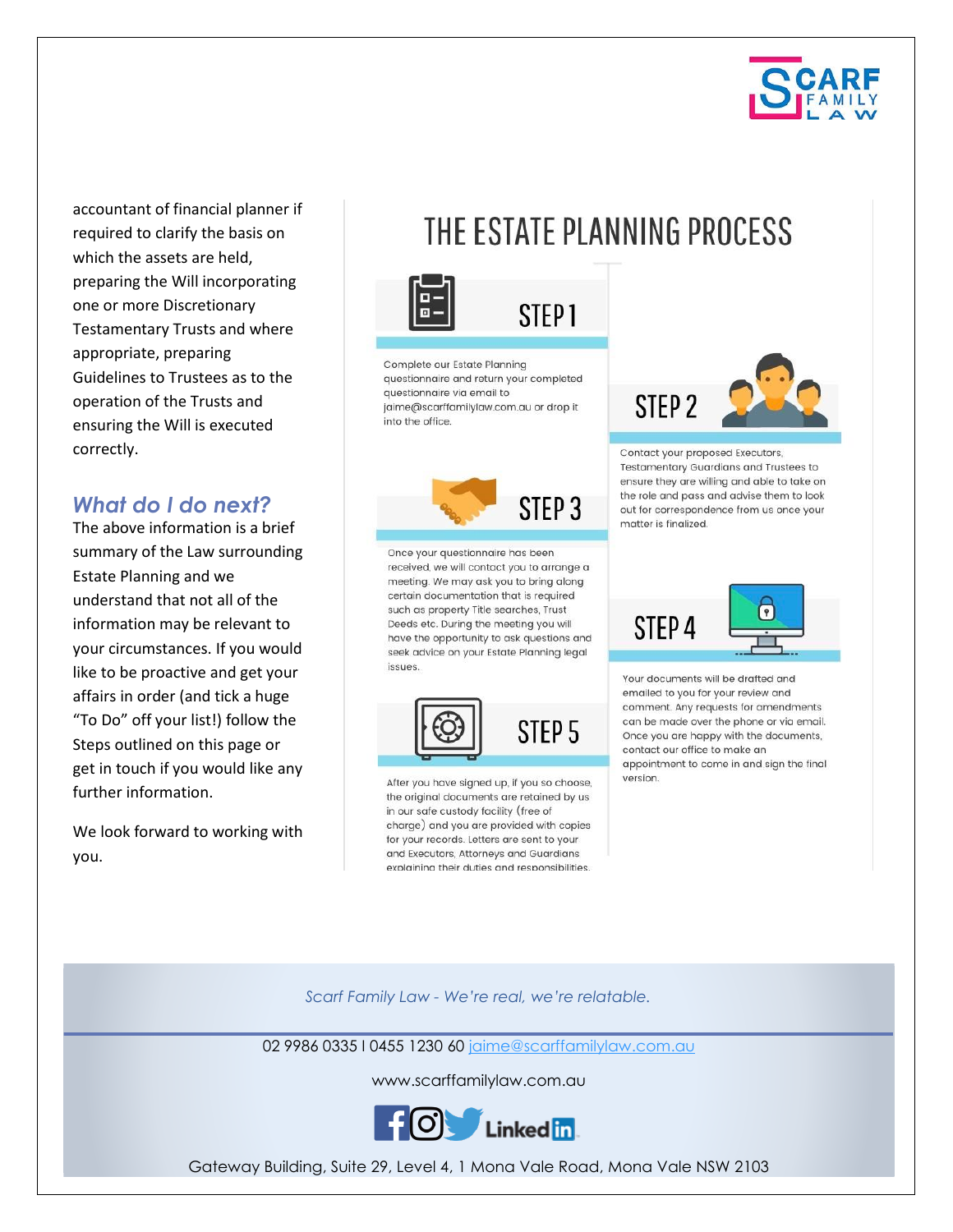accountant of financial planner if required to clarify the basis on which the assets are held, preparing the Will incorporating one or more Discretionary Testamentary Trusts and where appropriate, preparing Guidelines to Trustees as to the operation of the Trusts and ensuring the Will is executed correctly.

## *What do I do next?*

The above information is a brief summary of the Law surrounding Estate Planning and we understand that not all of the information may be relevant to your circumstances. If you would like to be proactive and get your affairs in order (and tick a huge "To Do" off your list!) follow the Steps outlined on this page or get in touch if you would like any further information.

We look forward to working with you.

# THE ESTATE PLANNING PROCESS

### STEP 1

Complete our Estate Planning questionnaire and return your completed questionnaire via email to jaime@scarffamilylaw.com.au or drop it into the office.

### STEP 2

Contact your proposed Executors, Testamentary Guardians and Trustees to ensure they are willing and able to take on the role and pass and advise them to look out for correspondence from us once your matter is finalized.

### STEP 3

Once your questionnaire has been received, we will contact you to arrange a meeting. We may ask you to bring along certain documentation that is required such as property Title searches, Trust Deeds etc. During the meeting you will have the opportunity to ask questions and seek advice on your Estate Planning legal issues.

### STEP 4

Your documents will be drafted and emailed to you for your review and comment. Any requests for amendments can be made over the phone or via email. Once you are happy with the documents, contact our office to make an appointment to come in and sign the final version.

### STEP 5

After you have signed up, if you so choose, the original documents are retained by us in our safe custody facility (free of charge) and you are provided with copies for your records. Letters are sent to your and Executors, Attorneys and Guardians explaining their duties and responsibilities.

*Scarf Family Law - We're real, we're relatable.*

02 9986 0335 I 0455 1230 60 jaime@scarffamilylaw.com.au

www.scarffamilylaw.com.au

Gateway Building, Suite 29, Level 4, 1 Mona Vale Road, Mona Vale NSW 2103